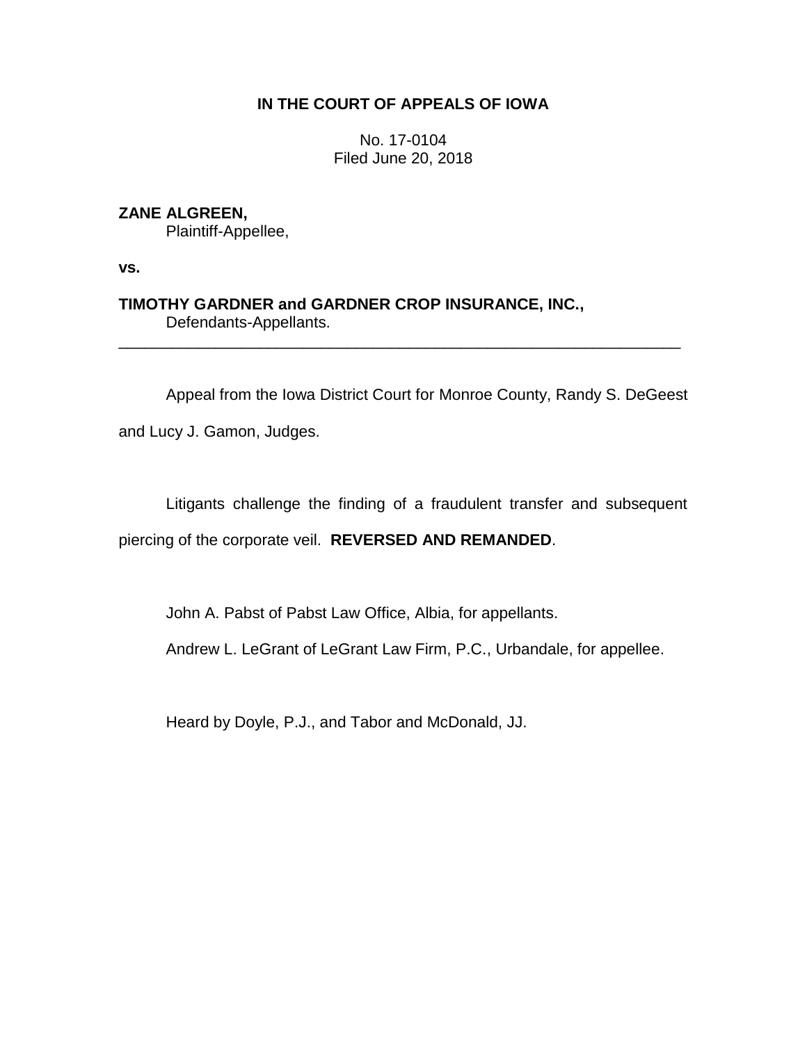**IN THE COURT OF APPEALS OF IOWA**

No. 17-0104
Filed June 20, 2018

**ZANE ALGREEN,**
Plaintiff-Appellee,

**vs.**

**TIMOTHY GARDNER and GARDNER CROP INSURANCE, INC.,**
Defendants-Appellants.

---

Appeal from the Iowa District Court for Monroe County, Randy S. DeGeest and Lucy J. Gamon, Judges.

Litigants challenge the finding of a fraudulent transfer and subsequent piercing of the corporate veil. **REVERSED AND REMANDED**.

John A. Pabst of Pabst Law Office, Albia, for appellants.

Andrew L. LeGrant of LeGrant Law Firm, P.C., Urbandale, for appellee.

Heard by Doyle, P.J., and Tabor and McDonald, JJ.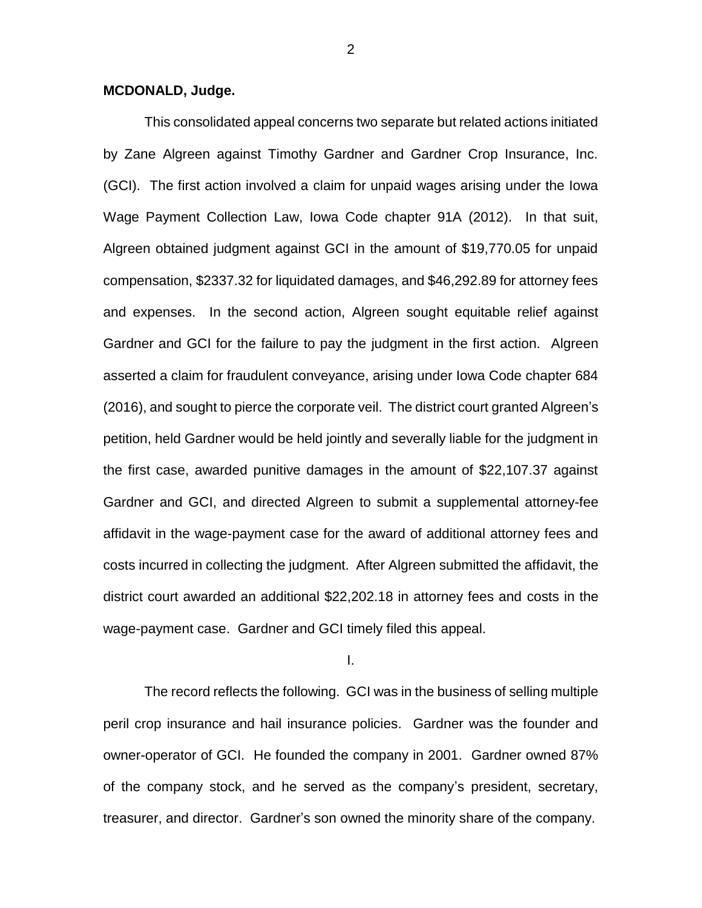**MCDONALD, Judge.**

This consolidated appeal concerns two separate but related actions initiated by Zane Algreen against Timothy Gardner and Gardner Crop Insurance, Inc. (GCI). The first action involved a claim for unpaid wages arising under the Iowa Wage Payment Collection Law, Iowa Code chapter 91A (2012). In that suit, Algreen obtained judgment against GCI in the amount of $19,770.05 for unpaid compensation, $2337.32 for liquidated damages, and $46,292.89 for attorney fees and expenses. In the second action, Algreen sought equitable relief against Gardner and GCI for the failure to pay the judgment in the first action. Algreen asserted a claim for fraudulent conveyance, arising under Iowa Code chapter 684 (2016), and sought to pierce the corporate veil. The district court granted Algreen's petition, held Gardner would be held jointly and severally liable for the judgment in the first case, awarded punitive damages in the amount of $22,107.37 against Gardner and GCI, and directed Algreen to submit a supplemental attorney-fee affidavit in the wage-payment case for the award of additional attorney fees and costs incurred in collecting the judgment. After Algreen submitted the affidavit, the district court awarded an additional $22,202.18 in attorney fees and costs in the wage-payment case. Gardner and GCI timely filed this appeal.

I.

The record reflects the following. GCI was in the business of selling multiple peril crop insurance and hail insurance policies. Gardner was the founder and owner-operator of GCI. He founded the company in 2001. Gardner owned 87% of the company stock, and he served as the company's president, secretary, treasurer, and director. Gardner's son owned the minority share of the company.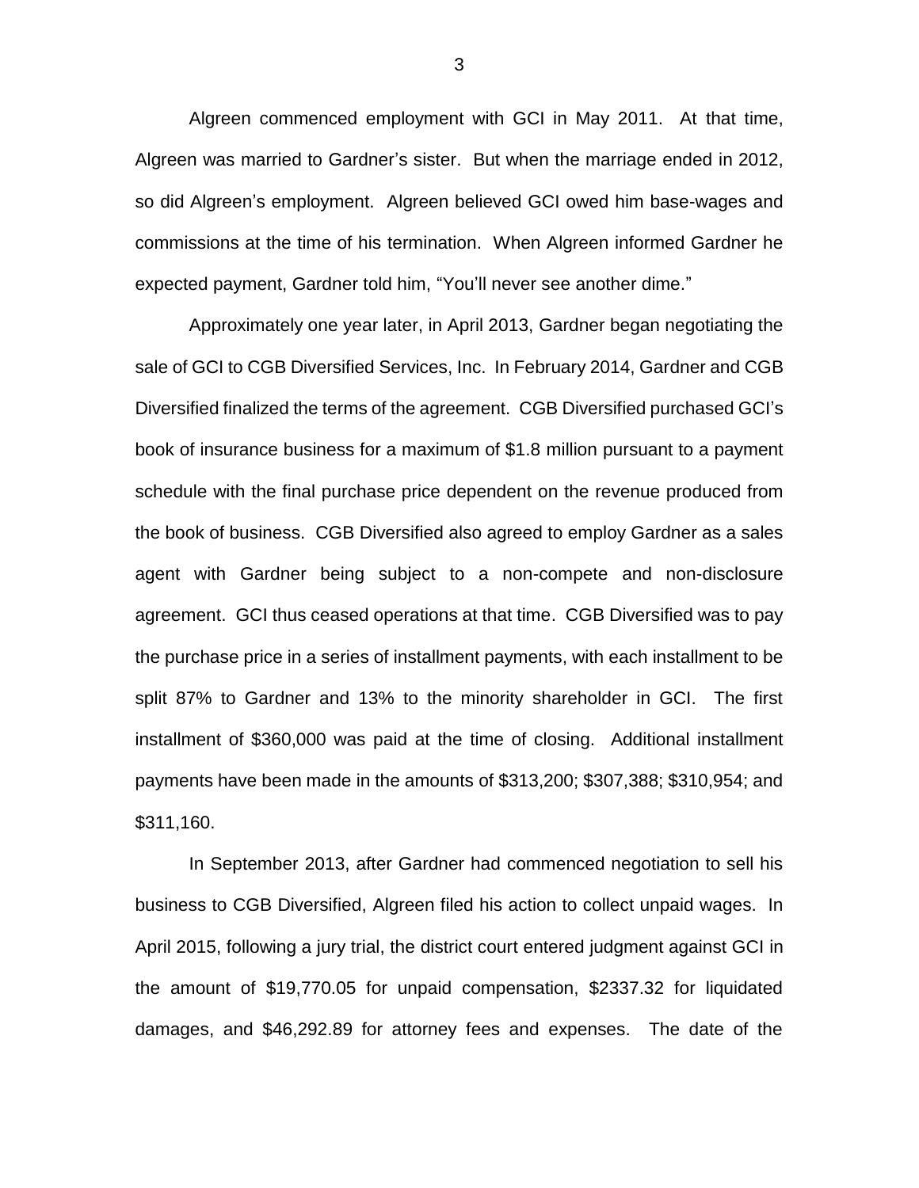Algreen commenced employment with GCI in May 2011. At that time, Algreen was married to Gardner's sister. But when the marriage ended in 2012, so did Algreen's employment. Algreen believed GCI owed him base-wages and commissions at the time of his termination. When Algreen informed Gardner he expected payment, Gardner told him, "You'll never see another dime."

Approximately one year later, in April 2013, Gardner began negotiating the sale of GCI to CGB Diversified Services, Inc. In February 2014, Gardner and CGB Diversified finalized the terms of the agreement. CGB Diversified purchased GCI's book of insurance business for a maximum of $1.8 million pursuant to a payment schedule with the final purchase price dependent on the revenue produced from the book of business. CGB Diversified also agreed to employ Gardner as a sales agent with Gardner being subject to a non-compete and non-disclosure agreement. GCI thus ceased operations at that time. CGB Diversified was to pay the purchase price in a series of installment payments, with each installment to be split 87% to Gardner and 13% to the minority shareholder in GCI. The first installment of $360,000 was paid at the time of closing. Additional installment payments have been made in the amounts of $313,200; $307,388; $310,954; and $311,160.

In September 2013, after Gardner had commenced negotiation to sell his business to CGB Diversified, Algreen filed his action to collect unpaid wages. In April 2015, following a jury trial, the district court entered judgment against GCI in the amount of $19,770.05 for unpaid compensation, $2337.32 for liquidated damages, and $46,292.89 for attorney fees and expenses. The date of the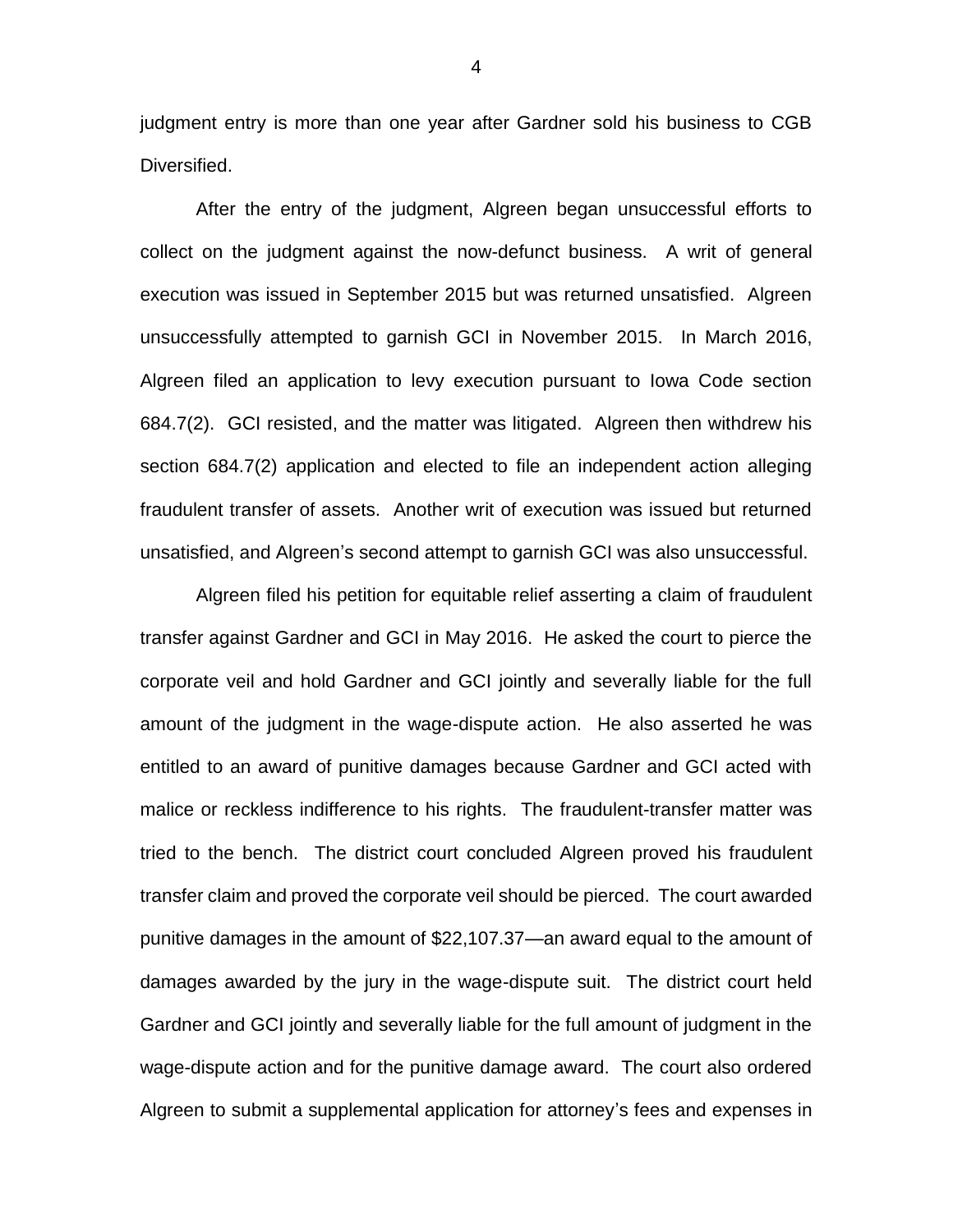judgment entry is more than one year after Gardner sold his business to CGB Diversified.

After the entry of the judgment, Algreen began unsuccessful efforts to collect on the judgment against the now-defunct business. A writ of general execution was issued in September 2015 but was returned unsatisfied. Algreen unsuccessfully attempted to garnish GCI in November 2015. In March 2016, Algreen filed an application to levy execution pursuant to Iowa Code section 684.7(2). GCI resisted, and the matter was litigated. Algreen then withdrew his section 684.7(2) application and elected to file an independent action alleging fraudulent transfer of assets. Another writ of execution was issued but returned unsatisfied, and Algreen's second attempt to garnish GCI was also unsuccessful.

Algreen filed his petition for equitable relief asserting a claim of fraudulent transfer against Gardner and GCI in May 2016. He asked the court to pierce the corporate veil and hold Gardner and GCI jointly and severally liable for the full amount of the judgment in the wage-dispute action. He also asserted he was entitled to an award of punitive damages because Gardner and GCI acted with malice or reckless indifference to his rights. The fraudulent-transfer matter was tried to the bench. The district court concluded Algreen proved his fraudulent transfer claim and proved the corporate veil should be pierced. The court awarded punitive damages in the amount of $22,107.37—an award equal to the amount of damages awarded by the jury in the wage-dispute suit. The district court held Gardner and GCI jointly and severally liable for the full amount of judgment in the wage-dispute action and for the punitive damage award. The court also ordered Algreen to submit a supplemental application for attorney's fees and expenses in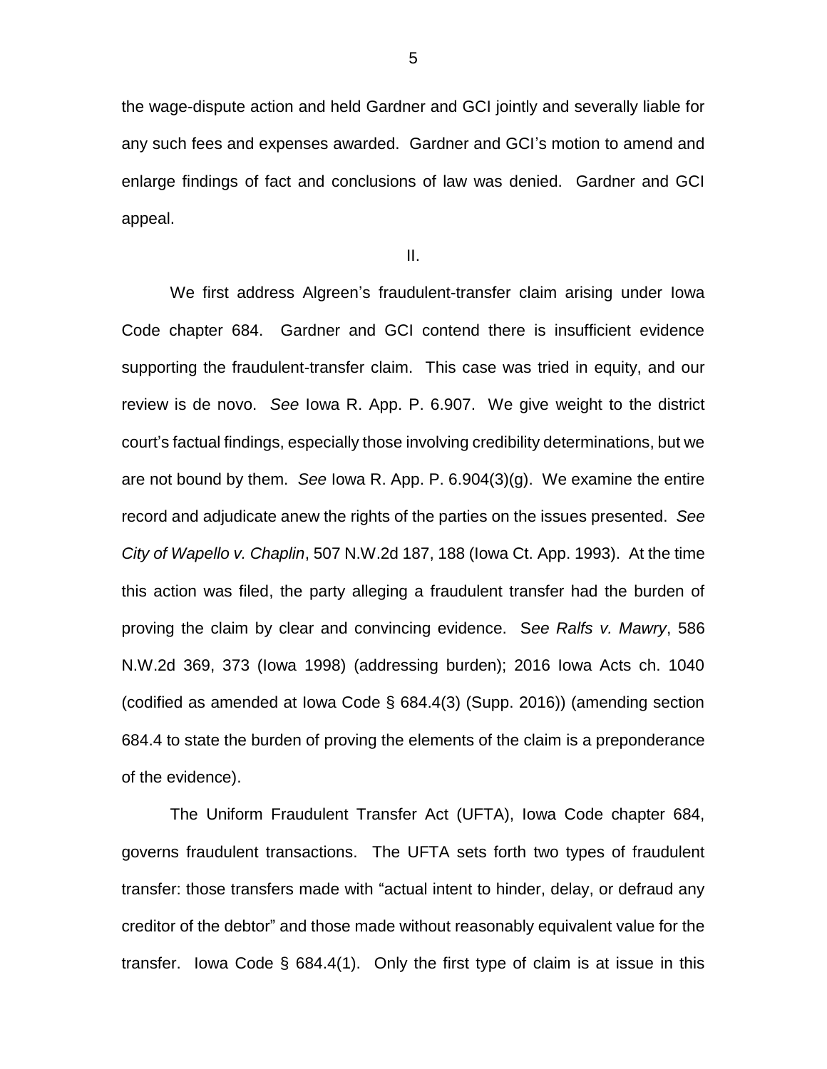the wage-dispute action and held Gardner and GCI jointly and severally liable for any such fees and expenses awarded. Gardner and GCI's motion to amend and enlarge findings of fact and conclusions of law was denied. Gardner and GCI appeal.

II.

We first address Algreen's fraudulent-transfer claim arising under Iowa Code chapter 684. Gardner and GCI contend there is insufficient evidence supporting the fraudulent-transfer claim. This case was tried in equity, and our review is de novo. *See* Iowa R. App. P. 6.907. We give weight to the district court's factual findings, especially those involving credibility determinations, but we are not bound by them. *See* Iowa R. App. P. 6.904(3)(g). We examine the entire record and adjudicate anew the rights of the parties on the issues presented. *See City of Wapello v. Chaplin*, 507 N.W.2d 187, 188 (Iowa Ct. App. 1993). At the time this action was filed, the party alleging a fraudulent transfer had the burden of proving the claim by clear and convincing evidence. S*ee Ralfs v. Mawry*, 586 N.W.2d 369, 373 (Iowa 1998) (addressing burden); 2016 Iowa Acts ch. 1040 (codified as amended at Iowa Code § 684.4(3) (Supp. 2016)) (amending section 684.4 to state the burden of proving the elements of the claim is a preponderance of the evidence).

The Uniform Fraudulent Transfer Act (UFTA), Iowa Code chapter 684, governs fraudulent transactions. The UFTA sets forth two types of fraudulent transfer: those transfers made with "actual intent to hinder, delay, or defraud any creditor of the debtor" and those made without reasonably equivalent value for the transfer. Iowa Code § 684.4(1). Only the first type of claim is at issue in this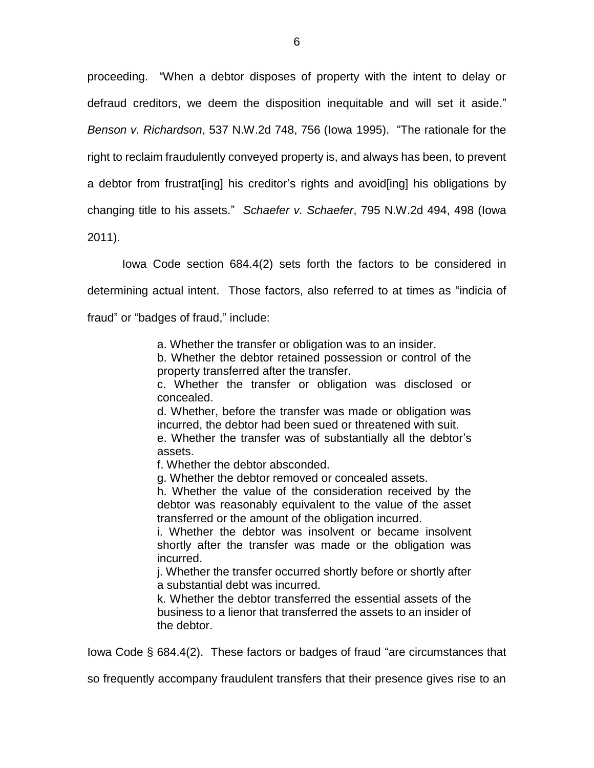proceeding. "When a debtor disposes of property with the intent to delay or defraud creditors, we deem the disposition inequitable and will set it aside." *Benson v. Richardson*, 537 N.W.2d 748, 756 (Iowa 1995). "The rationale for the right to reclaim fraudulently conveyed property is, and always has been, to prevent a debtor from frustrat[ing] his creditor's rights and avoid[ing] his obligations by changing title to his assets." *Schaefer v. Schaefer*, 795 N.W.2d 494, 498 (Iowa 2011).

Iowa Code section 684.4(2) sets forth the factors to be considered in determining actual intent. Those factors, also referred to at times as "indicia of fraud" or "badges of fraud," include:

> a. Whether the transfer or obligation was to an insider.
> b. Whether the debtor retained possession or control of the property transferred after the transfer.
> c. Whether the transfer or obligation was disclosed or concealed.
> d. Whether, before the transfer was made or obligation was incurred, the debtor had been sued or threatened with suit.
> e. Whether the transfer was of substantially all the debtor's assets.
> f. Whether the debtor absconded.
> g. Whether the debtor removed or concealed assets.
> h. Whether the value of the consideration received by the debtor was reasonably equivalent to the value of the asset transferred or the amount of the obligation incurred.
> i. Whether the debtor was insolvent or became insolvent shortly after the transfer was made or the obligation was incurred.
> j. Whether the transfer occurred shortly before or shortly after a substantial debt was incurred.
> k. Whether the debtor transferred the essential assets of the business to a lienor that transferred the assets to an insider of the debtor.

Iowa Code § 684.4(2). These factors or badges of fraud "are circumstances that so frequently accompany fraudulent transfers that their presence gives rise to an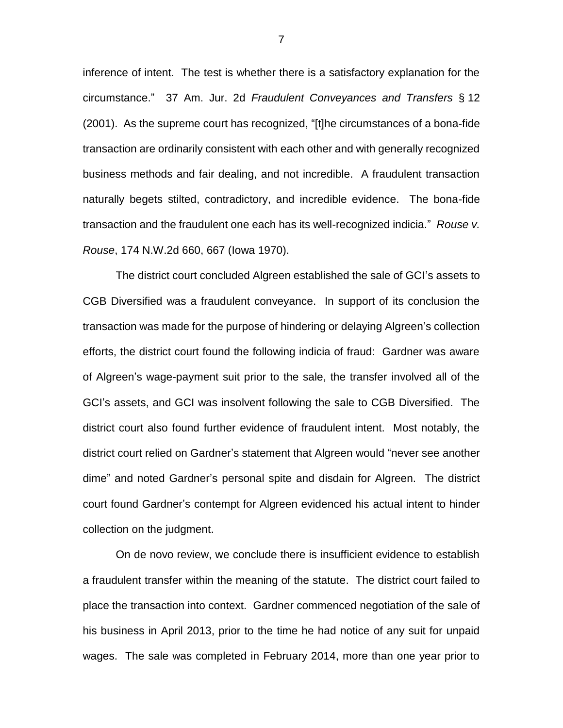inference of intent. The test is whether there is a satisfactory explanation for the circumstance." 37 Am. Jur. 2d *Fraudulent Conveyances and Transfers* § 12 (2001). As the supreme court has recognized, "[t]he circumstances of a bona-fide transaction are ordinarily consistent with each other and with generally recognized business methods and fair dealing, and not incredible. A fraudulent transaction naturally begets stilted, contradictory, and incredible evidence. The bona-fide transaction and the fraudulent one each has its well-recognized indicia." *Rouse v. Rouse*, 174 N.W.2d 660, 667 (Iowa 1970).

The district court concluded Algreen established the sale of GCI's assets to CGB Diversified was a fraudulent conveyance. In support of its conclusion the transaction was made for the purpose of hindering or delaying Algreen's collection efforts, the district court found the following indicia of fraud: Gardner was aware of Algreen's wage-payment suit prior to the sale, the transfer involved all of the GCI's assets, and GCI was insolvent following the sale to CGB Diversified. The district court also found further evidence of fraudulent intent. Most notably, the district court relied on Gardner's statement that Algreen would "never see another dime" and noted Gardner's personal spite and disdain for Algreen. The district court found Gardner's contempt for Algreen evidenced his actual intent to hinder collection on the judgment.

On de novo review, we conclude there is insufficient evidence to establish a fraudulent transfer within the meaning of the statute. The district court failed to place the transaction into context. Gardner commenced negotiation of the sale of his business in April 2013, prior to the time he had notice of any suit for unpaid wages. The sale was completed in February 2014, more than one year prior to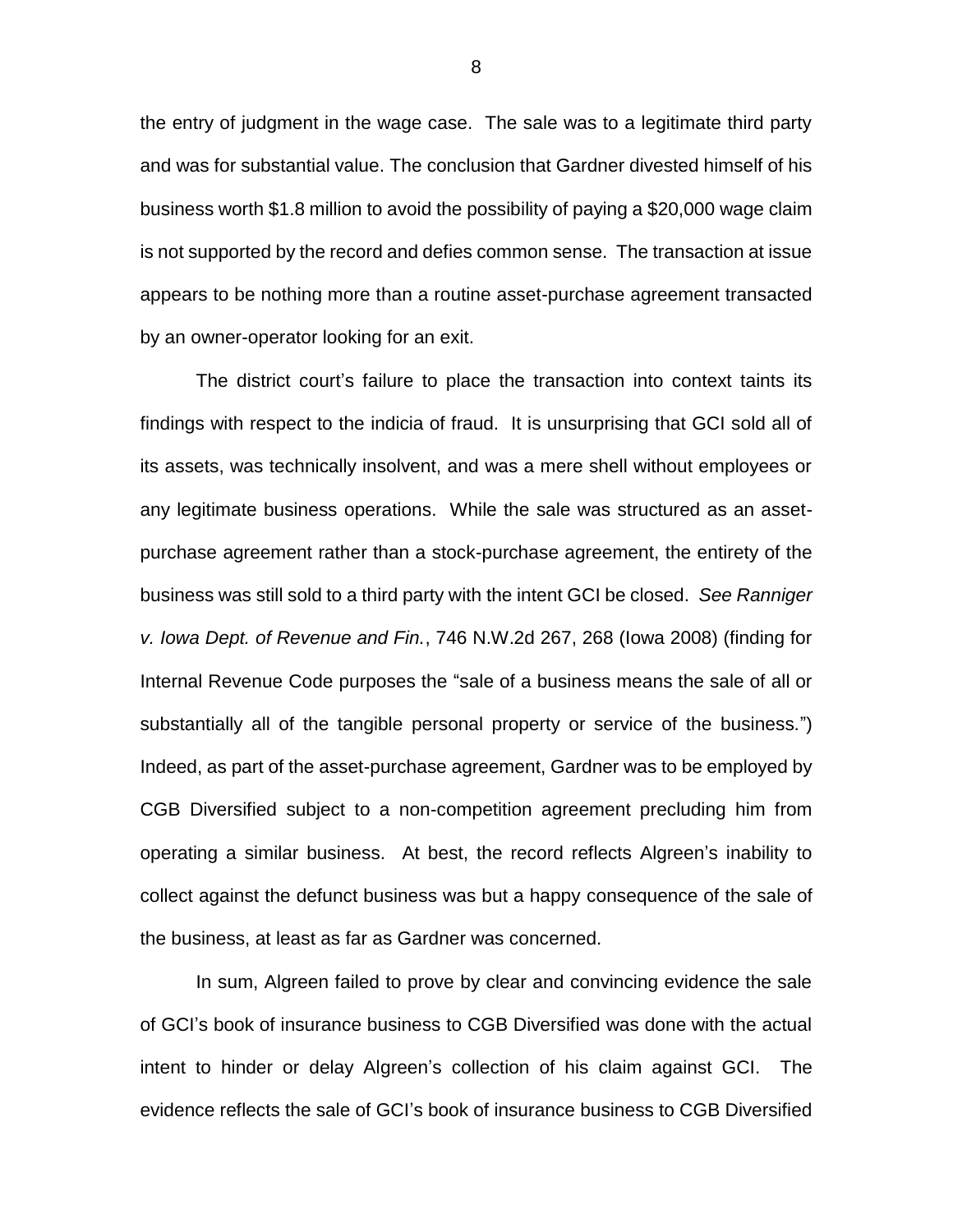the entry of judgment in the wage case. The sale was to a legitimate third party and was for substantial value. The conclusion that Gardner divested himself of his business worth $1.8 million to avoid the possibility of paying a $20,000 wage claim is not supported by the record and defies common sense. The transaction at issue appears to be nothing more than a routine asset-purchase agreement transacted by an owner-operator looking for an exit.

The district court's failure to place the transaction into context taints its findings with respect to the indicia of fraud. It is unsurprising that GCI sold all of its assets, was technically insolvent, and was a mere shell without employees or any legitimate business operations. While the sale was structured as an asset-purchase agreement rather than a stock-purchase agreement, the entirety of the business was still sold to a third party with the intent GCI be closed. *See Ranniger v. Iowa Dept. of Revenue and Fin.*, 746 N.W.2d 267, 268 (Iowa 2008) (finding for Internal Revenue Code purposes the "sale of a business means the sale of all or substantially all of the tangible personal property or service of the business.") Indeed, as part of the asset-purchase agreement, Gardner was to be employed by CGB Diversified subject to a non-competition agreement precluding him from operating a similar business. At best, the record reflects Algreen's inability to collect against the defunct business was but a happy consequence of the sale of the business, at least as far as Gardner was concerned.

In sum, Algreen failed to prove by clear and convincing evidence the sale of GCI's book of insurance business to CGB Diversified was done with the actual intent to hinder or delay Algreen's collection of his claim against GCI. The evidence reflects the sale of GCI's book of insurance business to CGB Diversified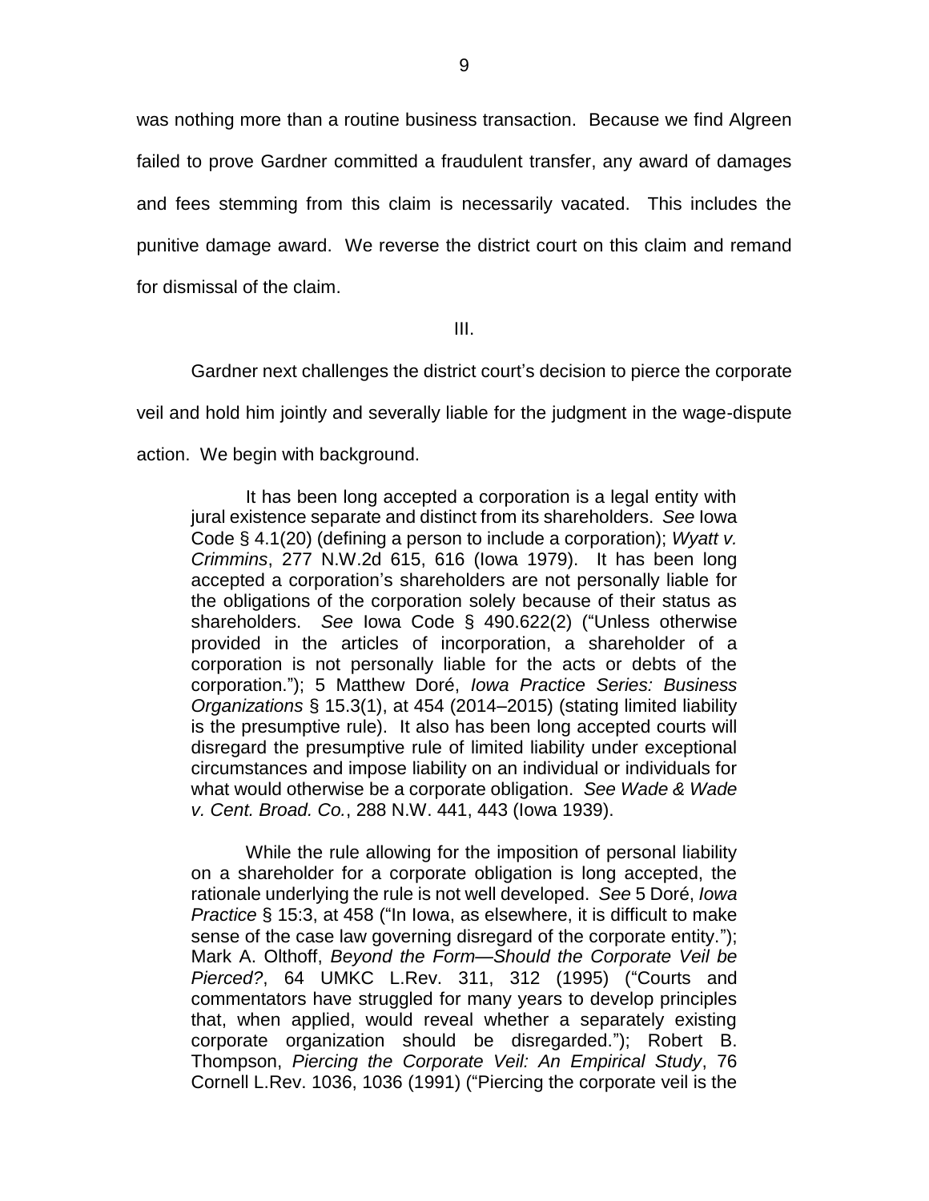was nothing more than a routine business transaction. Because we find Algreen failed to prove Gardner committed a fraudulent transfer, any award of damages and fees stemming from this claim is necessarily vacated. This includes the punitive damage award. We reverse the district court on this claim and remand for dismissal of the claim.

III.

Gardner next challenges the district court's decision to pierce the corporate veil and hold him jointly and severally liable for the judgment in the wage-dispute action. We begin with background.

> It has been long accepted a corporation is a legal entity with jural existence separate and distinct from its shareholders. *See* Iowa Code § 4.1(20) (defining a person to include a corporation); *Wyatt v. Crimmins*, 277 N.W.2d 615, 616 (Iowa 1979). It has been long accepted a corporation's shareholders are not personally liable for the obligations of the corporation solely because of their status as shareholders. *See* Iowa Code § 490.622(2) ("Unless otherwise provided in the articles of incorporation, a shareholder of a corporation is not personally liable for the acts or debts of the corporation."); 5 Matthew Doré, *Iowa Practice Series: Business Organizations* § 15.3(1), at 454 (2014–2015) (stating limited liability is the presumptive rule). It also has been long accepted courts will disregard the presumptive rule of limited liability under exceptional circumstances and impose liability on an individual or individuals for what would otherwise be a corporate obligation. *See Wade & Wade v. Cent. Broad. Co.*, 288 N.W. 441, 443 (Iowa 1939).
>
> While the rule allowing for the imposition of personal liability on a shareholder for a corporate obligation is long accepted, the rationale underlying the rule is not well developed. *See* 5 Doré, *Iowa Practice* § 15:3, at 458 ("In Iowa, as elsewhere, it is difficult to make sense of the case law governing disregard of the corporate entity."); Mark A. Olthoff, *Beyond the Form—Should the Corporate Veil be Pierced?*, 64 UMKC L.Rev. 311, 312 (1995) ("Courts and commentators have struggled for many years to develop principles that, when applied, would reveal whether a separately existing corporate organization should be disregarded."); Robert B. Thompson, *Piercing the Corporate Veil: An Empirical Study*, 76 Cornell L.Rev. 1036, 1036 (1991) ("Piercing the corporate veil is the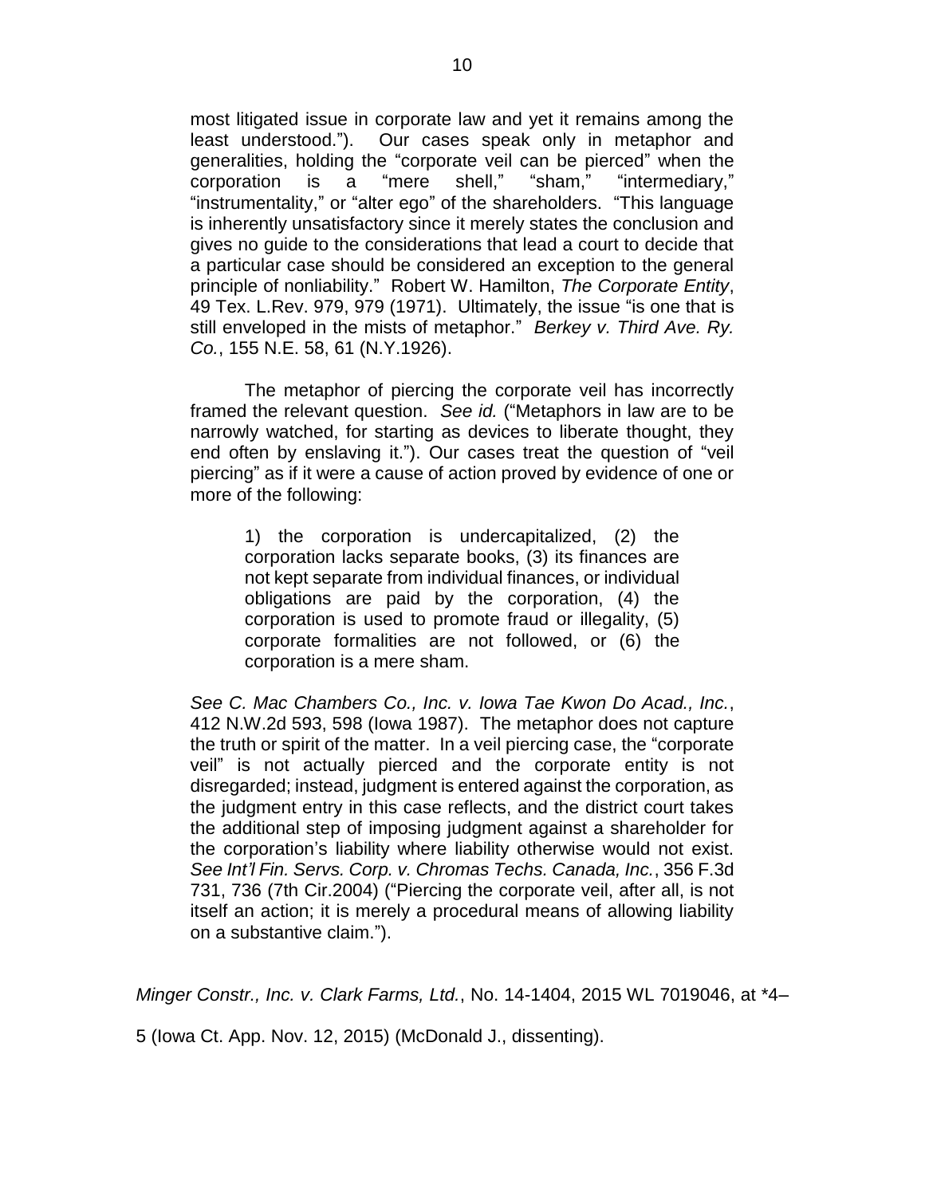most litigated issue in corporate law and yet it remains among the least understood."). Our cases speak only in metaphor and generalities, holding the "corporate veil can be pierced" when the corporation is a "mere shell," "sham," "intermediary," "instrumentality," or "alter ego" of the shareholders. "This language is inherently unsatisfactory since it merely states the conclusion and gives no guide to the considerations that lead a court to decide that a particular case should be considered an exception to the general principle of nonliability." Robert W. Hamilton, *The Corporate Entity*, 49 Tex. L.Rev. 979, 979 (1971). Ultimately, the issue "is one that is still enveloped in the mists of metaphor." *Berkey v. Third Ave. Ry. Co.*, 155 N.E. 58, 61 (N.Y.1926).

The metaphor of piercing the corporate veil has incorrectly framed the relevant question. *See id.* ("Metaphors in law are to be narrowly watched, for starting as devices to liberate thought, they end often by enslaving it."). Our cases treat the question of "veil piercing" as if it were a cause of action proved by evidence of one or more of the following:

> 1) the corporation is undercapitalized, (2) the corporation lacks separate books, (3) its finances are not kept separate from individual finances, or individual obligations are paid by the corporation, (4) the corporation is used to promote fraud or illegality, (5) corporate formalities are not followed, or (6) the corporation is a mere sham.

*See C. Mac Chambers Co., Inc. v. Iowa Tae Kwon Do Acad., Inc.*, 412 N.W.2d 593, 598 (Iowa 1987). The metaphor does not capture the truth or spirit of the matter. In a veil piercing case, the "corporate veil" is not actually pierced and the corporate entity is not disregarded; instead, judgment is entered against the corporation, as the judgment entry in this case reflects, and the district court takes the additional step of imposing judgment against a shareholder for the corporation's liability where liability otherwise would not exist. *See Int'l Fin. Servs. Corp. v. Chromas Techs. Canada, Inc.*, 356 F.3d 731, 736 (7th Cir.2004) ("Piercing the corporate veil, after all, is not itself an action; it is merely a procedural means of allowing liability on a substantive claim.").

*Minger Constr., Inc. v. Clark Farms, Ltd.*, No. 14-1404, 2015 WL 7019046, at *4–5 (Iowa Ct. App. Nov. 12, 2015) (McDonald J., dissenting).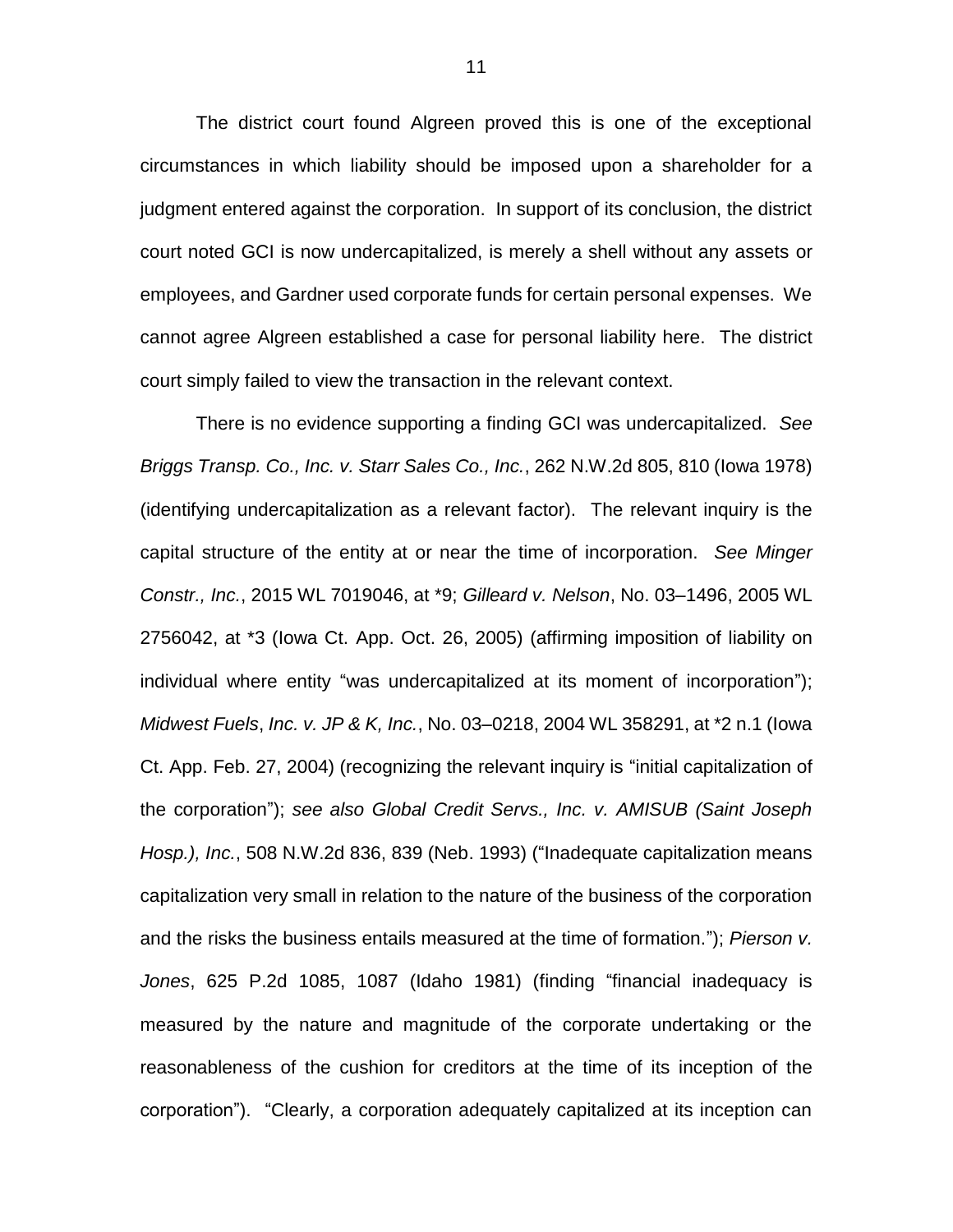The district court found Algreen proved this is one of the exceptional circumstances in which liability should be imposed upon a shareholder for a judgment entered against the corporation. In support of its conclusion, the district court noted GCI is now undercapitalized, is merely a shell without any assets or employees, and Gardner used corporate funds for certain personal expenses. We cannot agree Algreen established a case for personal liability here. The district court simply failed to view the transaction in the relevant context.

There is no evidence supporting a finding GCI was undercapitalized. *See Briggs Transp. Co., Inc. v. Starr Sales Co., Inc.*, 262 N.W.2d 805, 810 (Iowa 1978) (identifying undercapitalization as a relevant factor). The relevant inquiry is the capital structure of the entity at or near the time of incorporation. *See Minger Constr., Inc.*, 2015 WL 7019046, at *9; *Gilleard v. Nelson*, No. 03–1496, 2005 WL 2756042, at *3 (Iowa Ct. App. Oct. 26, 2005) (affirming imposition of liability on individual where entity "was undercapitalized at its moment of incorporation"); *Midwest Fuels*, *Inc. v. JP & K, Inc.*, No. 03–0218, 2004 WL 358291, at *2 n.1 (Iowa Ct. App. Feb. 27, 2004) (recognizing the relevant inquiry is "initial capitalization of the corporation"); *see also Global Credit Servs., Inc. v. AMISUB (Saint Joseph Hosp.), Inc.*, 508 N.W.2d 836, 839 (Neb. 1993) ("Inadequate capitalization means capitalization very small in relation to the nature of the business of the corporation and the risks the business entails measured at the time of formation."); *Pierson v. Jones*, 625 P.2d 1085, 1087 (Idaho 1981) (finding "financial inadequacy is measured by the nature and magnitude of the corporate undertaking or the reasonableness of the cushion for creditors at the time of its inception of the corporation"). "Clearly, a corporation adequately capitalized at its inception can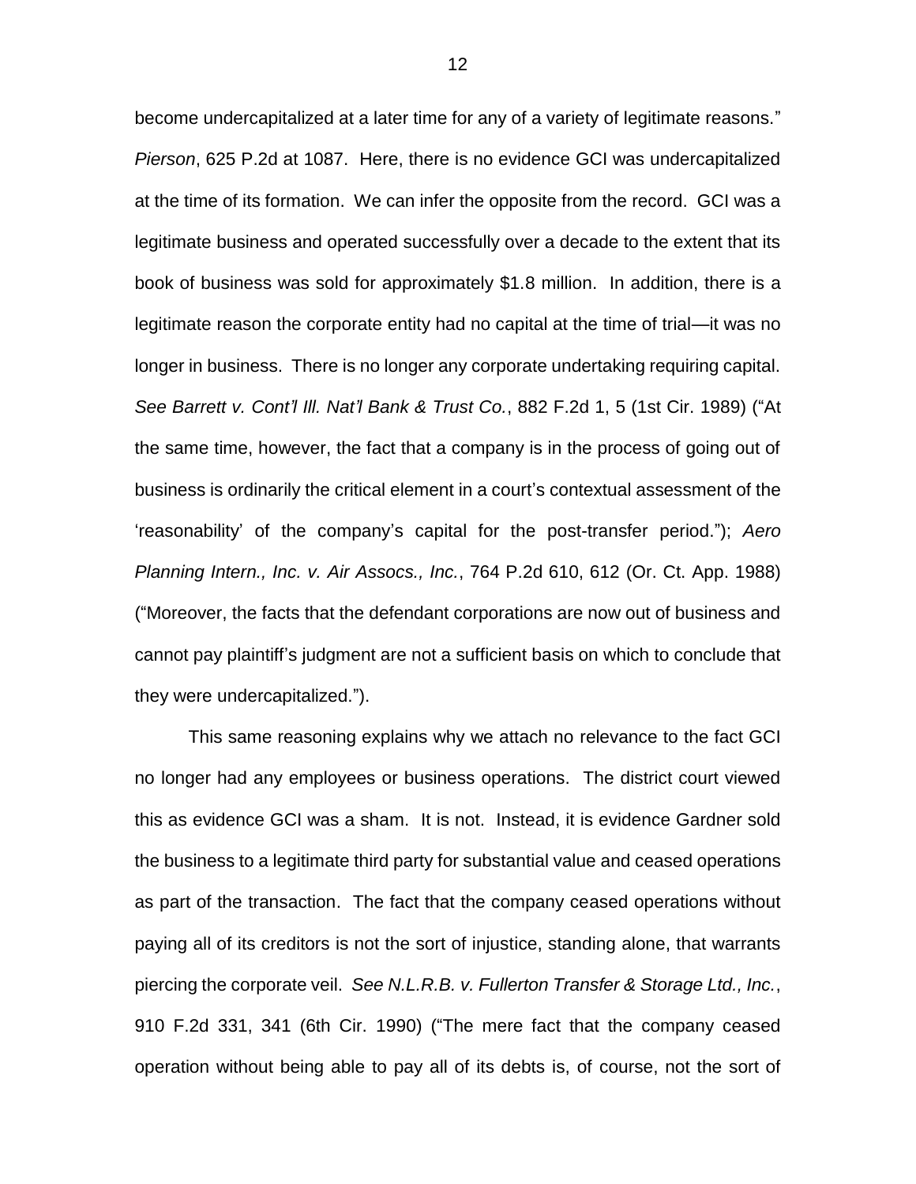become undercapitalized at a later time for any of a variety of legitimate reasons." *Pierson*, 625 P.2d at 1087. Here, there is no evidence GCI was undercapitalized at the time of its formation. We can infer the opposite from the record. GCI was a legitimate business and operated successfully over a decade to the extent that its book of business was sold for approximately $1.8 million. In addition, there is a legitimate reason the corporate entity had no capital at the time of trial—it was no longer in business. There is no longer any corporate undertaking requiring capital. *See Barrett v. Cont'l Ill. Nat'l Bank & Trust Co.*, 882 F.2d 1, 5 (1st Cir. 1989) ("At the same time, however, the fact that a company is in the process of going out of business is ordinarily the critical element in a court's contextual assessment of the 'reasonability' of the company's capital for the post-transfer period."); *Aero Planning Intern., Inc. v. Air Assocs., Inc.*, 764 P.2d 610, 612 (Or. Ct. App. 1988) ("Moreover, the facts that the defendant corporations are now out of business and cannot pay plaintiff's judgment are not a sufficient basis on which to conclude that they were undercapitalized.").

This same reasoning explains why we attach no relevance to the fact GCI no longer had any employees or business operations. The district court viewed this as evidence GCI was a sham. It is not. Instead, it is evidence Gardner sold the business to a legitimate third party for substantial value and ceased operations as part of the transaction. The fact that the company ceased operations without paying all of its creditors is not the sort of injustice, standing alone, that warrants piercing the corporate veil. *See N.L.R.B. v. Fullerton Transfer & Storage Ltd., Inc.*, 910 F.2d 331, 341 (6th Cir. 1990) ("The mere fact that the company ceased operation without being able to pay all of its debts is, of course, not the sort of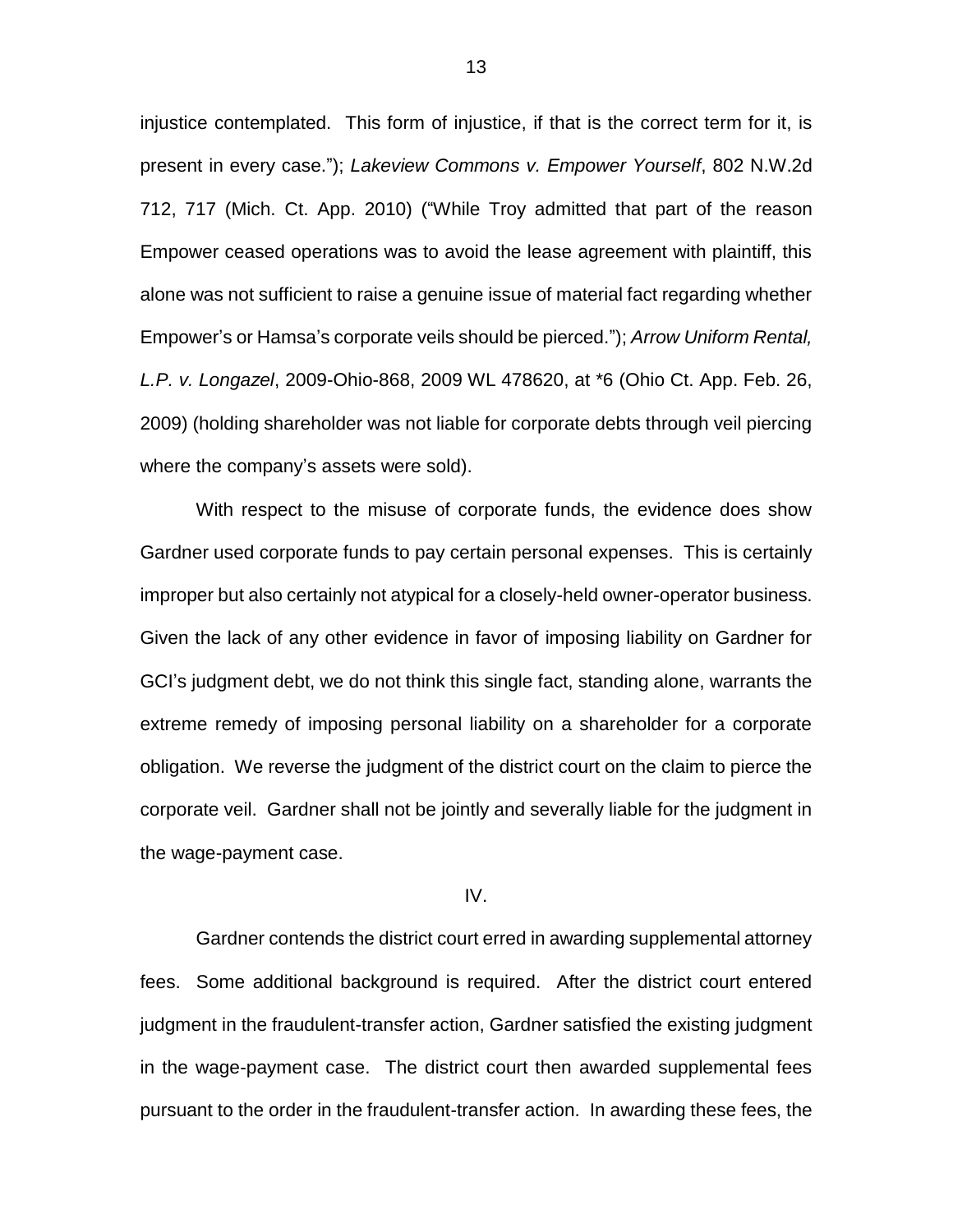injustice contemplated. This form of injustice, if that is the correct term for it, is present in every case."); *Lakeview Commons v. Empower Yourself*, 802 N.W.2d 712, 717 (Mich. Ct. App. 2010) ("While Troy admitted that part of the reason Empower ceased operations was to avoid the lease agreement with plaintiff, this alone was not sufficient to raise a genuine issue of material fact regarding whether Empower's or Hamsa's corporate veils should be pierced."); *Arrow Uniform Rental, L.P. v. Longazel*, 2009-Ohio-868, 2009 WL 478620, at *6 (Ohio Ct. App. Feb. 26, 2009) (holding shareholder was not liable for corporate debts through veil piercing where the company's assets were sold).

With respect to the misuse of corporate funds, the evidence does show Gardner used corporate funds to pay certain personal expenses. This is certainly improper but also certainly not atypical for a closely-held owner-operator business. Given the lack of any other evidence in favor of imposing liability on Gardner for GCI's judgment debt, we do not think this single fact, standing alone, warrants the extreme remedy of imposing personal liability on a shareholder for a corporate obligation. We reverse the judgment of the district court on the claim to pierce the corporate veil. Gardner shall not be jointly and severally liable for the judgment in the wage-payment case.

## IV.

Gardner contends the district court erred in awarding supplemental attorney fees. Some additional background is required. After the district court entered judgment in the fraudulent-transfer action, Gardner satisfied the existing judgment in the wage-payment case. The district court then awarded supplemental fees pursuant to the order in the fraudulent-transfer action. In awarding these fees, the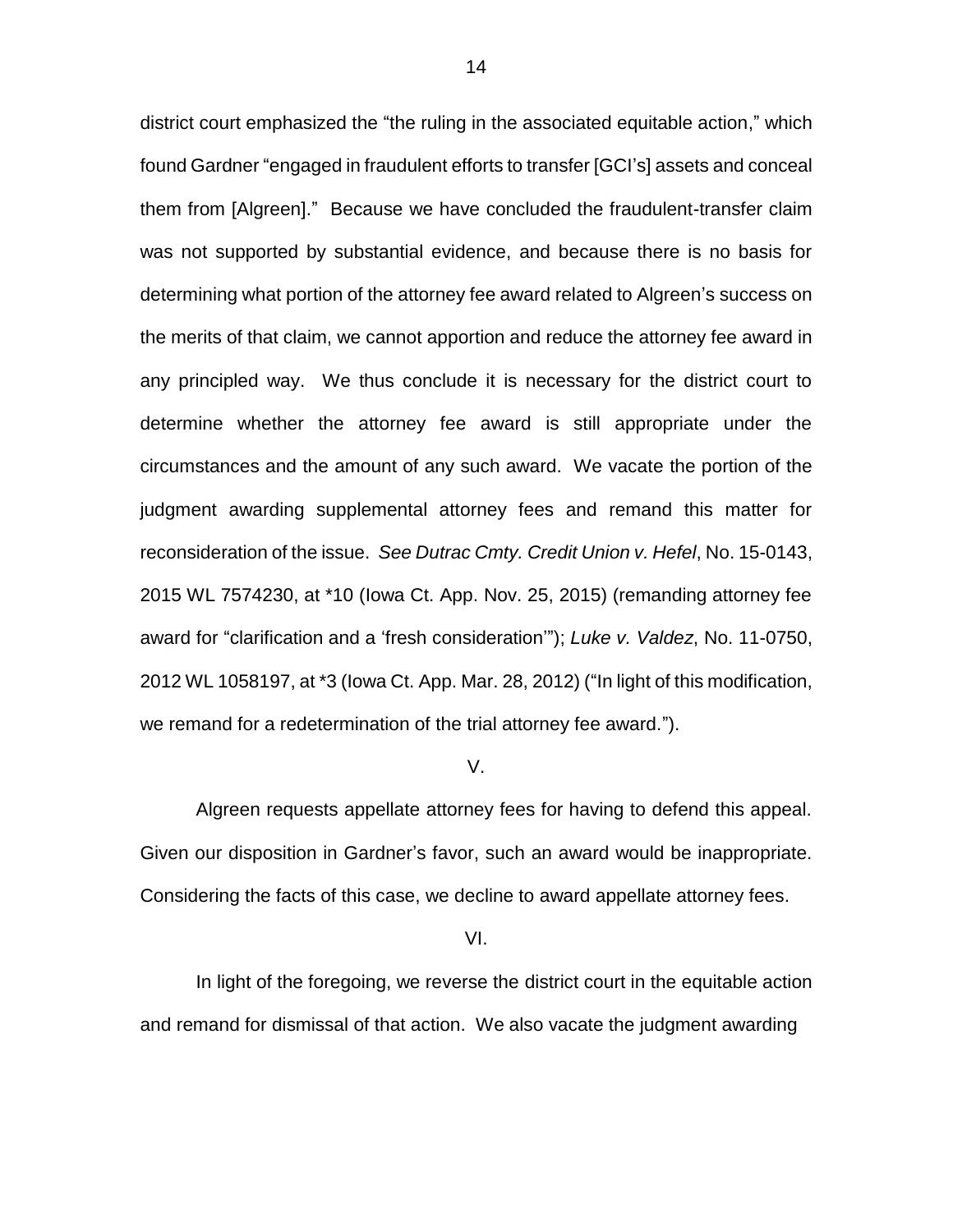district court emphasized the "the ruling in the associated equitable action," which found Gardner "engaged in fraudulent efforts to transfer [GCI's] assets and conceal them from [Algreen]." Because we have concluded the fraudulent-transfer claim was not supported by substantial evidence, and because there is no basis for determining what portion of the attorney fee award related to Algreen's success on the merits of that claim, we cannot apportion and reduce the attorney fee award in any principled way. We thus conclude it is necessary for the district court to determine whether the attorney fee award is still appropriate under the circumstances and the amount of any such award. We vacate the portion of the judgment awarding supplemental attorney fees and remand this matter for reconsideration of the issue. *See Dutrac Cmty. Credit Union v. Hefel*, No. 15-0143, 2015 WL 7574230, at *10 (Iowa Ct. App. Nov. 25, 2015) (remanding attorney fee award for "clarification and a 'fresh consideration'"); *Luke v. Valdez*, No. 11-0750, 2012 WL 1058197, at *3 (Iowa Ct. App. Mar. 28, 2012) ("In light of this modification, we remand for a redetermination of the trial attorney fee award.").

V.

Algreen requests appellate attorney fees for having to defend this appeal. Given our disposition in Gardner's favor, such an award would be inappropriate. Considering the facts of this case, we decline to award appellate attorney fees.

VI.

In light of the foregoing, we reverse the district court in the equitable action and remand for dismissal of that action. We also vacate the judgment awarding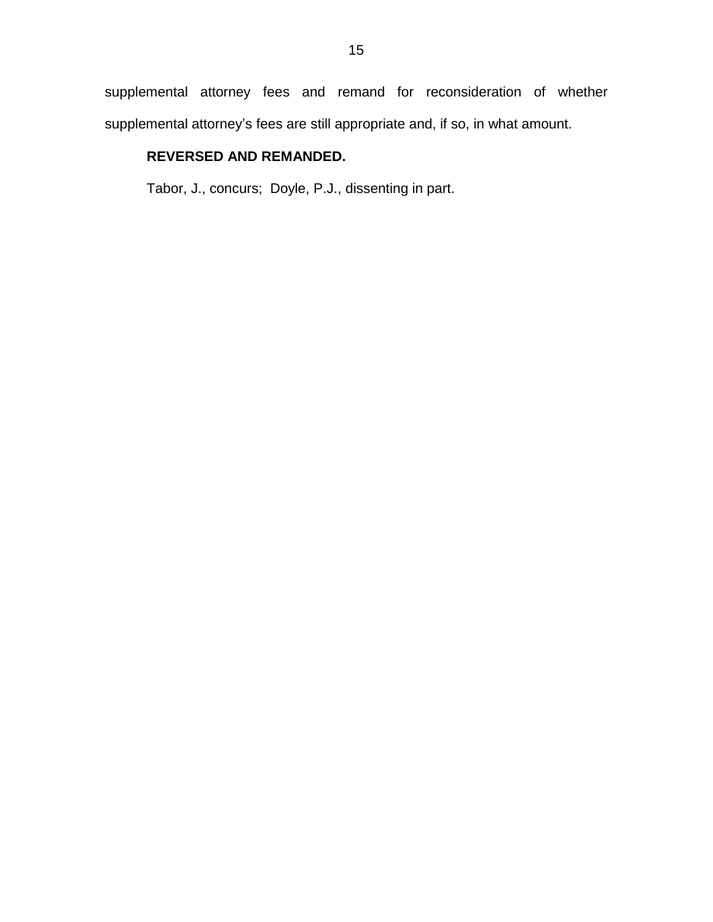supplemental attorney fees and remand for reconsideration of whether supplemental attorney's fees are still appropriate and, if so, in what amount.

**REVERSED AND REMANDED.**

Tabor, J., concurs; Doyle, P.J., dissenting in part.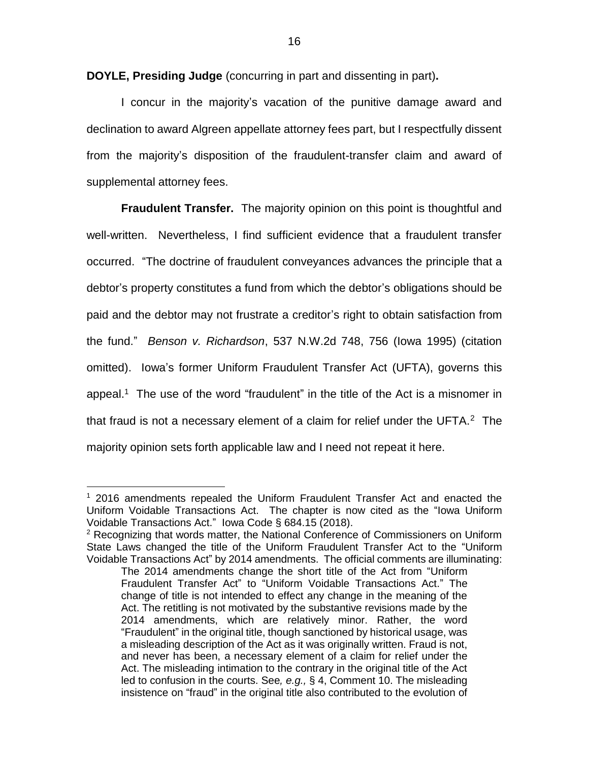**DOYLE, Presiding Judge** (concurring in part and dissenting in part)**.**

I concur in the majority's vacation of the punitive damage award and declination to award Algreen appellate attorney fees part, but I respectfully dissent from the majority's disposition of the fraudulent-transfer claim and award of supplemental attorney fees.

**Fraudulent Transfer.** The majority opinion on this point is thoughtful and well-written. Nevertheless, I find sufficient evidence that a fraudulent transfer occurred. "The doctrine of fraudulent conveyances advances the principle that a debtor's property constitutes a fund from which the debtor's obligations should be paid and the debtor may not frustrate a creditor's right to obtain satisfaction from the fund." *Benson v. Richardson*, 537 N.W.2d 748, 756 (Iowa 1995) (citation omitted). Iowa's former Uniform Fraudulent Transfer Act (UFTA), governs this appeal.[1] The use of the word "fraudulent" in the title of the Act is a misnomer in that fraud is not a necessary element of a claim for relief under the UFTA.[2] The majority opinion sets forth applicable law and I need not repeat it here.

---

[1] 2016 amendments repealed the Uniform Fraudulent Transfer Act and enacted the Uniform Voidable Transactions Act. The chapter is now cited as the "Iowa Uniform Voidable Transactions Act." Iowa Code § 684.15 (2018).

[2] Recognizing that words matter, the National Conference of Commissioners on Uniform State Laws changed the title of the Uniform Fraudulent Transfer Act to the "Uniform Voidable Transactions Act" by 2014 amendments. The official comments are illuminating:

> The 2014 amendments change the short title of the Act from "Uniform Fraudulent Transfer Act" to "Uniform Voidable Transactions Act." The change of title is not intended to effect any change in the meaning of the Act. The retitling is not motivated by the substantive revisions made by the 2014 amendments, which are relatively minor. Rather, the word "Fraudulent" in the original title, though sanctioned by historical usage, was a misleading description of the Act as it was originally written. Fraud is not, and never has been, a necessary element of a claim for relief under the Act. The misleading intimation to the contrary in the original title of the Act led to confusion in the courts. See*, e.g.,* § 4, Comment 10. The misleading insistence on "fraud" in the original title also contributed to the evolution of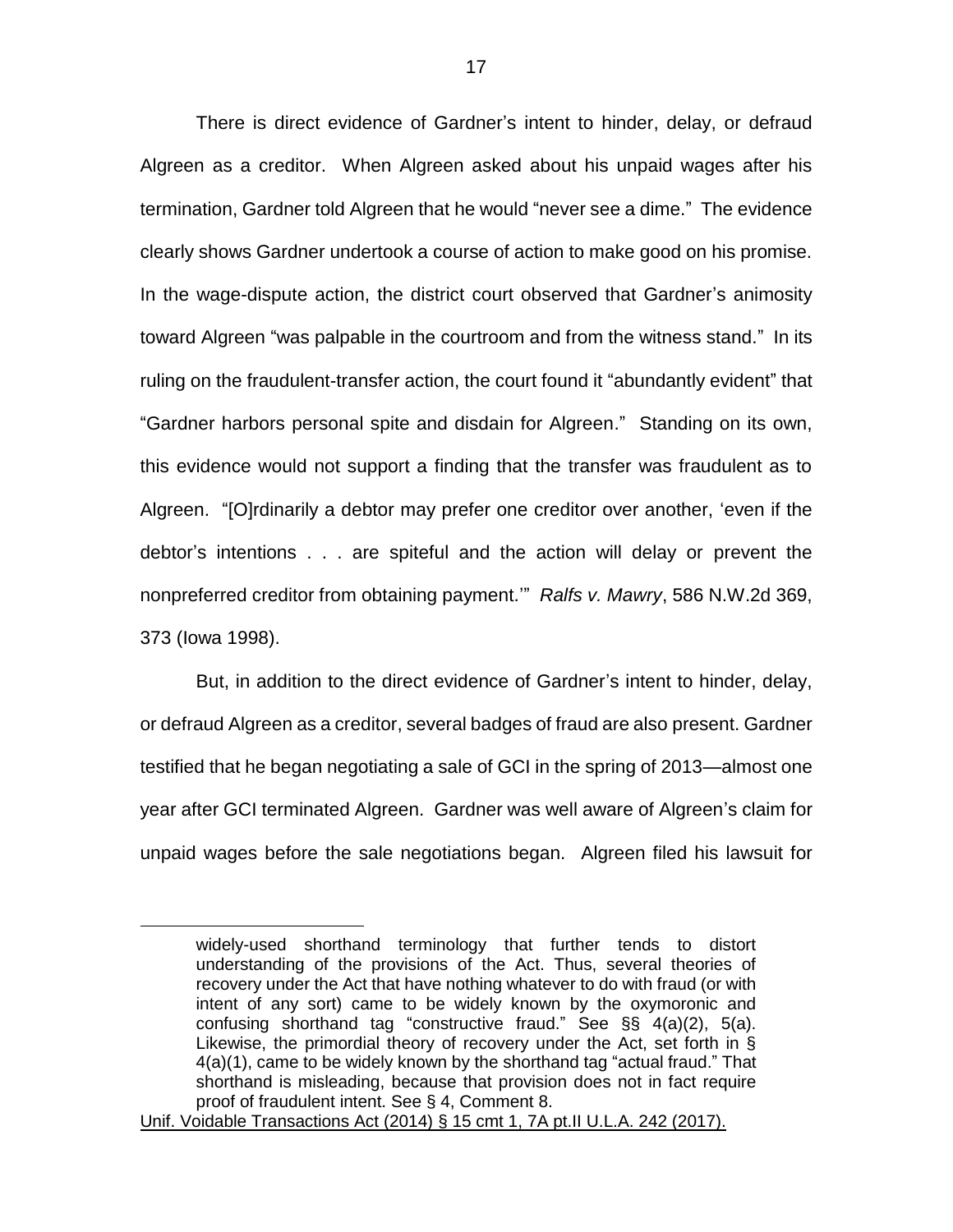There is direct evidence of Gardner's intent to hinder, delay, or defraud Algreen as a creditor. When Algreen asked about his unpaid wages after his termination, Gardner told Algreen that he would "never see a dime." The evidence clearly shows Gardner undertook a course of action to make good on his promise. In the wage-dispute action, the district court observed that Gardner's animosity toward Algreen "was palpable in the courtroom and from the witness stand." In its ruling on the fraudulent-transfer action, the court found it "abundantly evident" that "Gardner harbors personal spite and disdain for Algreen." Standing on its own, this evidence would not support a finding that the transfer was fraudulent as to Algreen. "[O]rdinarily a debtor may prefer one creditor over another, 'even if the debtor's intentions . . . are spiteful and the action will delay or prevent the nonpreferred creditor from obtaining payment.'" *Ralfs v. Mawry*, 586 N.W.2d 369, 373 (Iowa 1998).

But, in addition to the direct evidence of Gardner's intent to hinder, delay, or defraud Algreen as a creditor, several badges of fraud are also present. Gardner testified that he began negotiating a sale of GCI in the spring of 2013—almost one year after GCI terminated Algreen. Gardner was well aware of Algreen's claim for unpaid wages before the sale negotiations began. Algreen filed his lawsuit for

---

> widely-used shorthand terminology that further tends to distort understanding of the provisions of the Act. Thus, several theories of recovery under the Act that have nothing whatever to do with fraud (or with intent of any sort) came to be widely known by the oxymoronic and confusing shorthand tag "constructive fraud." See §§ 4(a)(2), 5(a). Likewise, the primordial theory of recovery under the Act, set forth in § 4(a)(1), came to be widely known by the shorthand tag "actual fraud." That shorthand is misleading, because that provision does not in fact require proof of fraudulent intent. See § 4, Comment 8.

Unif. Voidable Transactions Act (2014) § 15 cmt 1, 7A pt.II U.L.A. 242 (2017).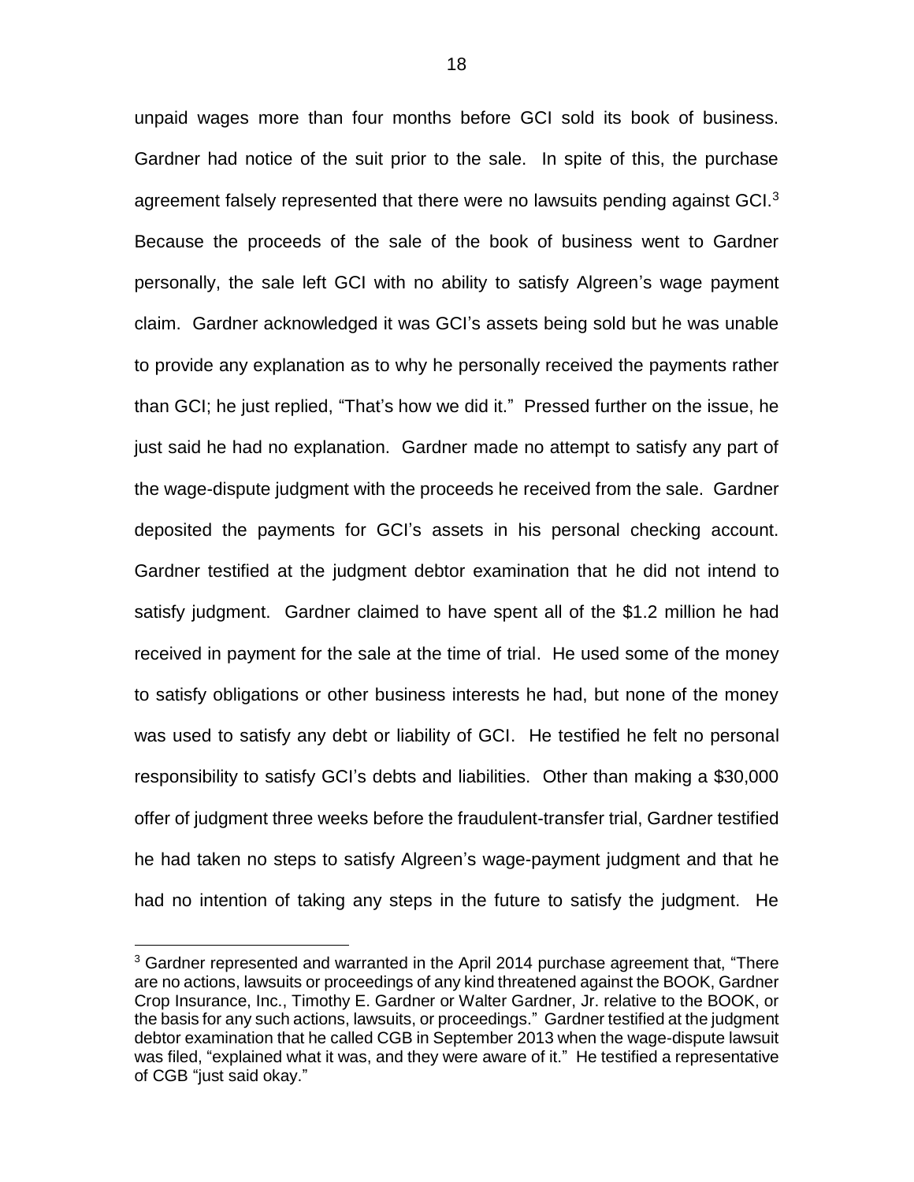unpaid wages more than four months before GCI sold its book of business. Gardner had notice of the suit prior to the sale. In spite of this, the purchase agreement falsely represented that there were no lawsuits pending against GCI.[3] Because the proceeds of the sale of the book of business went to Gardner personally, the sale left GCI with no ability to satisfy Algreen's wage payment claim. Gardner acknowledged it was GCI's assets being sold but he was unable to provide any explanation as to why he personally received the payments rather than GCI; he just replied, "That's how we did it." Pressed further on the issue, he just said he had no explanation. Gardner made no attempt to satisfy any part of the wage-dispute judgment with the proceeds he received from the sale. Gardner deposited the payments for GCI's assets in his personal checking account. Gardner testified at the judgment debtor examination that he did not intend to satisfy judgment. Gardner claimed to have spent all of the $1.2 million he had received in payment for the sale at the time of trial. He used some of the money to satisfy obligations or other business interests he had, but none of the money was used to satisfy any debt or liability of GCI. He testified he felt no personal responsibility to satisfy GCI's debts and liabilities. Other than making a $30,000 offer of judgment three weeks before the fraudulent-transfer trial, Gardner testified he had taken no steps to satisfy Algreen's wage-payment judgment and that he had no intention of taking any steps in the future to satisfy the judgment. He

---

[3] Gardner represented and warranted in the April 2014 purchase agreement that, "There are no actions, lawsuits or proceedings of any kind threatened against the BOOK, Gardner Crop Insurance, Inc., Timothy E. Gardner or Walter Gardner, Jr. relative to the BOOK, or the basis for any such actions, lawsuits, or proceedings." Gardner testified at the judgment debtor examination that he called CGB in September 2013 when the wage-dispute lawsuit was filed, "explained what it was, and they were aware of it." He testified a representative of CGB "just said okay."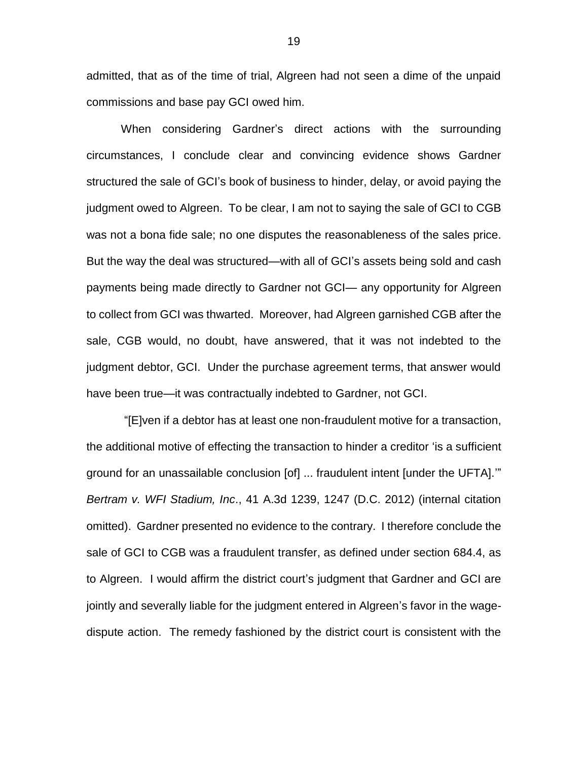admitted, that as of the time of trial, Algreen had not seen a dime of the unpaid commissions and base pay GCI owed him.

When considering Gardner's direct actions with the surrounding circumstances, I conclude clear and convincing evidence shows Gardner structured the sale of GCI's book of business to hinder, delay, or avoid paying the judgment owed to Algreen. To be clear, I am not to saying the sale of GCI to CGB was not a bona fide sale; no one disputes the reasonableness of the sales price. But the way the deal was structured—with all of GCI's assets being sold and cash payments being made directly to Gardner not GCI— any opportunity for Algreen to collect from GCI was thwarted. Moreover, had Algreen garnished CGB after the sale, CGB would, no doubt, have answered, that it was not indebted to the judgment debtor, GCI. Under the purchase agreement terms, that answer would have been true—it was contractually indebted to Gardner, not GCI.

"[E]ven if a debtor has at least one non-fraudulent motive for a transaction, the additional motive of effecting the transaction to hinder a creditor 'is a sufficient ground for an unassailable conclusion [of] ... fraudulent intent [under the UFTA].'" *Bertram v. WFI Stadium, Inc*., 41 A.3d 1239, 1247 (D.C. 2012) (internal citation omitted). Gardner presented no evidence to the contrary. I therefore conclude the sale of GCI to CGB was a fraudulent transfer, as defined under section 684.4, as to Algreen. I would affirm the district court's judgment that Gardner and GCI are jointly and severally liable for the judgment entered in Algreen's favor in the wage-dispute action. The remedy fashioned by the district court is consistent with the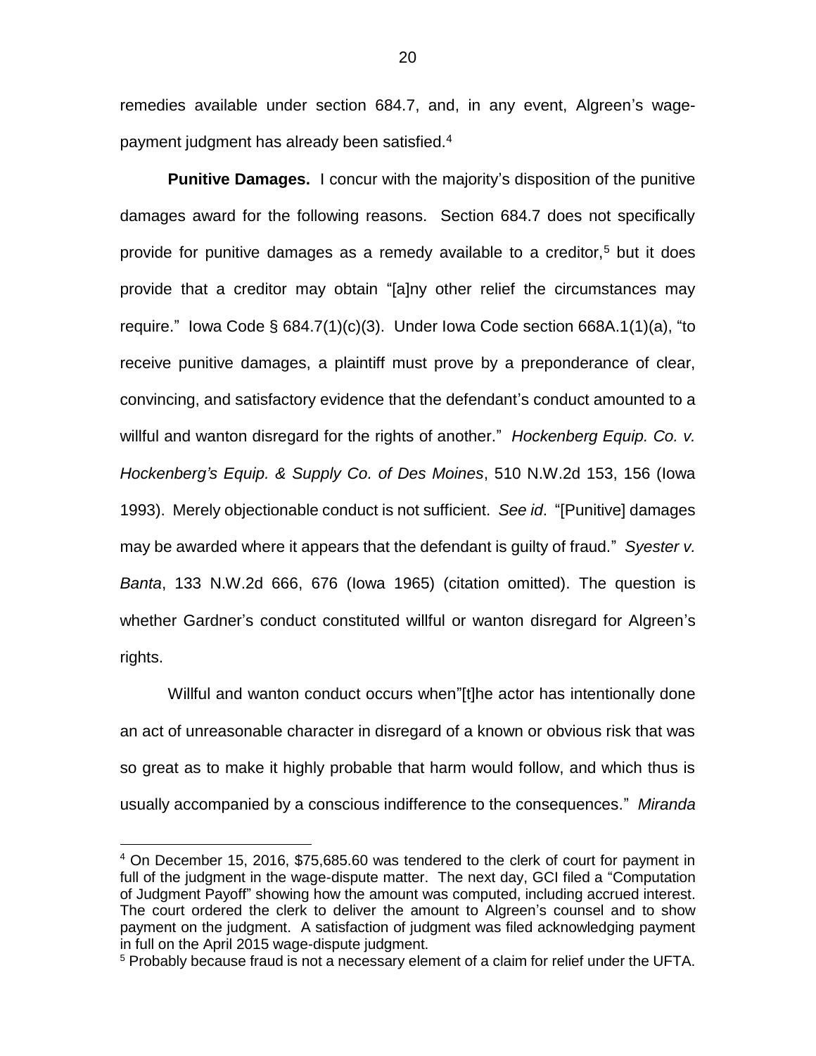remedies available under section 684.7, and, in any event, Algreen's wage-payment judgment has already been satisfied.[4]

**Punitive Damages.** I concur with the majority's disposition of the punitive damages award for the following reasons. Section 684.7 does not specifically provide for punitive damages as a remedy available to a creditor,[5] but it does provide that a creditor may obtain "[a]ny other relief the circumstances may require." Iowa Code § 684.7(1)(c)(3). Under Iowa Code section 668A.1(1)(a), "to receive punitive damages, a plaintiff must prove by a preponderance of clear, convincing, and satisfactory evidence that the defendant's conduct amounted to a willful and wanton disregard for the rights of another." *Hockenberg Equip. Co. v. Hockenberg's Equip. & Supply Co. of Des Moines*, 510 N.W.2d 153, 156 (Iowa 1993). Merely objectionable conduct is not sufficient. *See id*. "[Punitive] damages may be awarded where it appears that the defendant is guilty of fraud." *Syester v. Banta*, 133 N.W.2d 666, 676 (Iowa 1965) (citation omitted). The question is whether Gardner's conduct constituted willful or wanton disregard for Algreen's rights.

Willful and wanton conduct occurs when"[t]he actor has intentionally done an act of unreasonable character in disregard of a known or obvious risk that was so great as to make it highly probable that harm would follow, and which thus is usually accompanied by a conscious indifference to the consequences." *Miranda*

---

[4] On December 15, 2016, $75,685.60 was tendered to the clerk of court for payment in full of the judgment in the wage-dispute matter. The next day, GCI filed a "Computation of Judgment Payoff" showing how the amount was computed, including accrued interest. The court ordered the clerk to deliver the amount to Algreen's counsel and to show payment on the judgment. A satisfaction of judgment was filed acknowledging payment in full on the April 2015 wage-dispute judgment.

[5] Probably because fraud is not a necessary element of a claim for relief under the UFTA.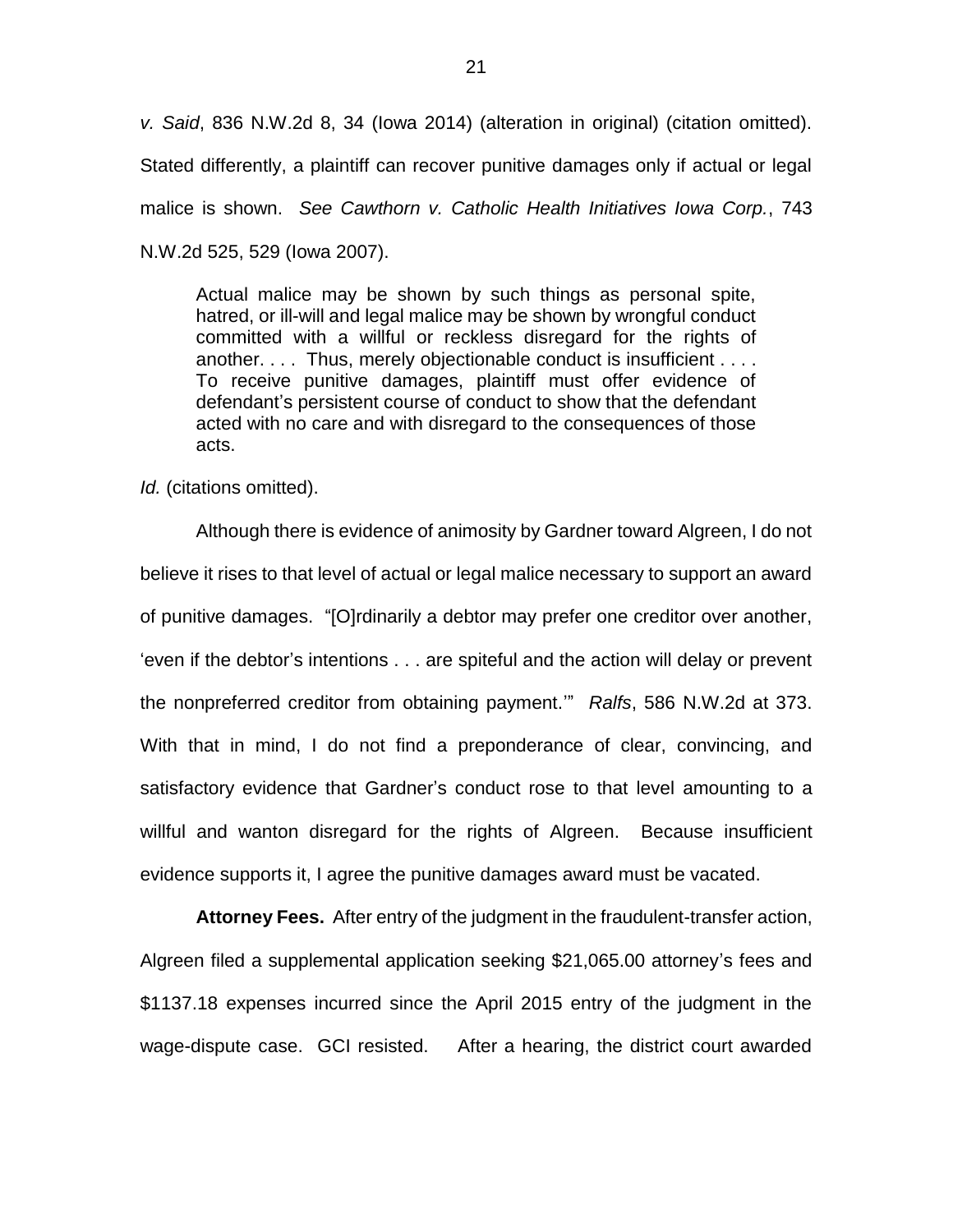*v. Said*, 836 N.W.2d 8, 34 (Iowa 2014) (alteration in original) (citation omitted). Stated differently, a plaintiff can recover punitive damages only if actual or legal malice is shown. *See Cawthorn v. Catholic Health Initiatives Iowa Corp.*, 743 N.W.2d 525, 529 (Iowa 2007).

> Actual malice may be shown by such things as personal spite, hatred, or ill-will and legal malice may be shown by wrongful conduct committed with a willful or reckless disregard for the rights of another. . . . Thus, merely objectionable conduct is insufficient . . . . To receive punitive damages, plaintiff must offer evidence of defendant's persistent course of conduct to show that the defendant acted with no care and with disregard to the consequences of those acts.

*Id.* (citations omitted).

Although there is evidence of animosity by Gardner toward Algreen, I do not believe it rises to that level of actual or legal malice necessary to support an award of punitive damages. "[O]rdinarily a debtor may prefer one creditor over another, 'even if the debtor's intentions . . . are spiteful and the action will delay or prevent the nonpreferred creditor from obtaining payment.'" *Ralfs*, 586 N.W.2d at 373. With that in mind, I do not find a preponderance of clear, convincing, and satisfactory evidence that Gardner's conduct rose to that level amounting to a willful and wanton disregard for the rights of Algreen. Because insufficient evidence supports it, I agree the punitive damages award must be vacated.

**Attorney Fees.** After entry of the judgment in the fraudulent-transfer action, Algreen filed a supplemental application seeking $21,065.00 attorney's fees and $1137.18 expenses incurred since the April 2015 entry of the judgment in the wage-dispute case. GCI resisted. After a hearing, the district court awarded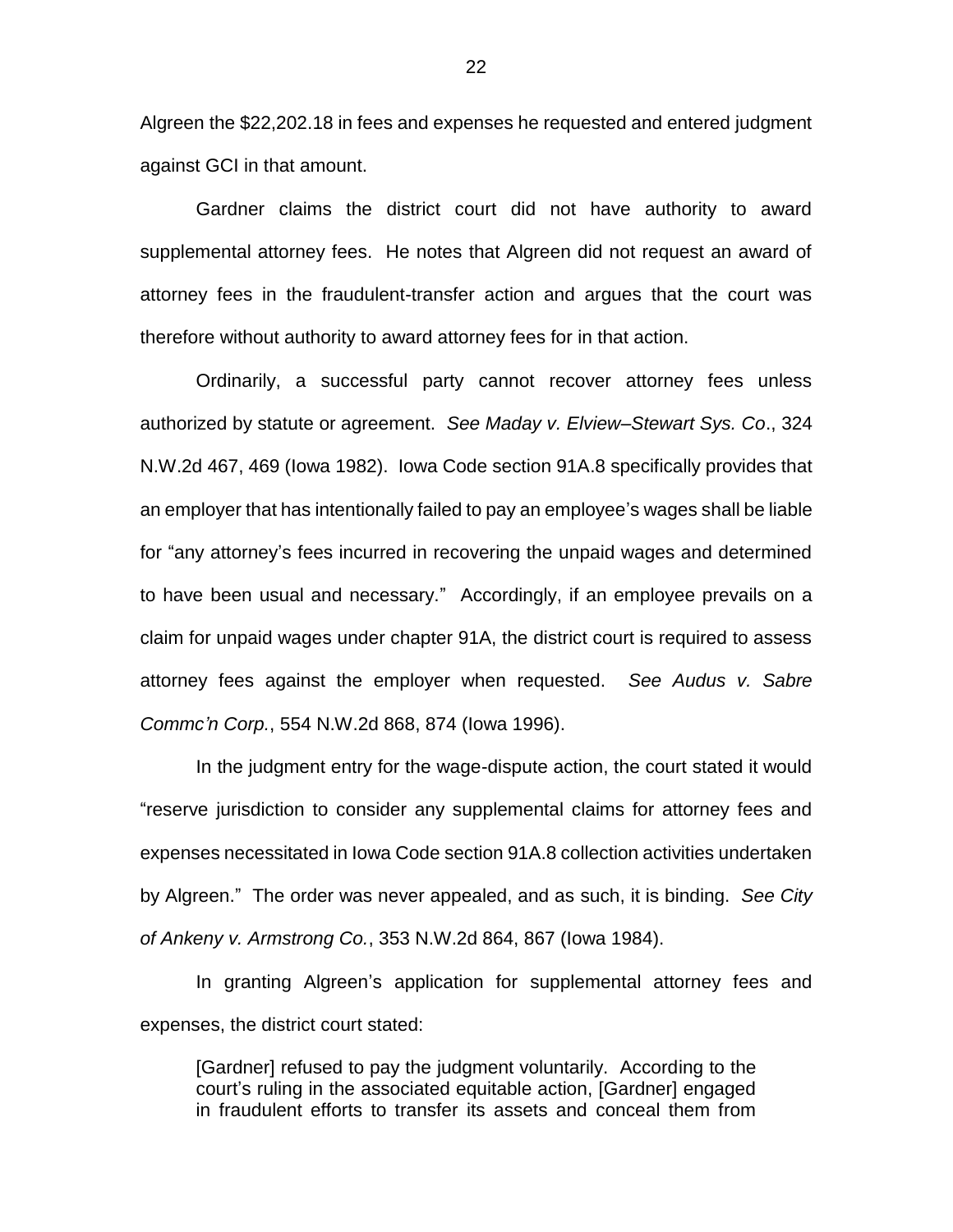Algreen the $22,202.18 in fees and expenses he requested and entered judgment against GCI in that amount.

Gardner claims the district court did not have authority to award supplemental attorney fees. He notes that Algreen did not request an award of attorney fees in the fraudulent-transfer action and argues that the court was therefore without authority to award attorney fees for in that action.

Ordinarily, a successful party cannot recover attorney fees unless authorized by statute or agreement. *See Maday v. Elview–Stewart Sys. Co*., 324 N.W.2d 467, 469 (Iowa 1982). Iowa Code section 91A.8 specifically provides that an employer that has intentionally failed to pay an employee's wages shall be liable for "any attorney's fees incurred in recovering the unpaid wages and determined to have been usual and necessary." Accordingly, if an employee prevails on a claim for unpaid wages under chapter 91A, the district court is required to assess attorney fees against the employer when requested. *See Audus v. Sabre Commc'n Corp.*, 554 N.W.2d 868, 874 (Iowa 1996).

In the judgment entry for the wage-dispute action, the court stated it would "reserve jurisdiction to consider any supplemental claims for attorney fees and expenses necessitated in Iowa Code section 91A.8 collection activities undertaken by Algreen." The order was never appealed, and as such, it is binding. *See City of Ankeny v. Armstrong Co.*, 353 N.W.2d 864, 867 (Iowa 1984).

In granting Algreen's application for supplemental attorney fees and expenses, the district court stated:

> [Gardner] refused to pay the judgment voluntarily. According to the court's ruling in the associated equitable action, [Gardner] engaged in fraudulent efforts to transfer its assets and conceal them from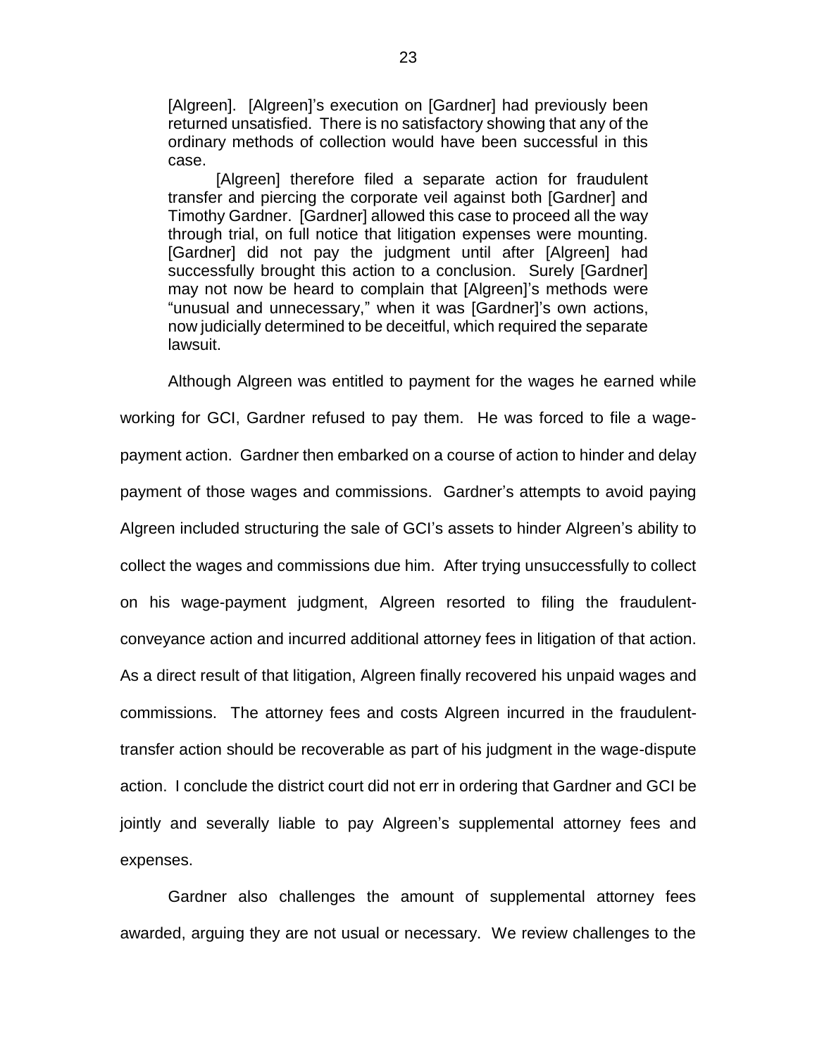> [Algreen]. [Algreen]'s execution on [Gardner] had previously been returned unsatisfied. There is no satisfactory showing that any of the ordinary methods of collection would have been successful in this case.
>
> [Algreen] therefore filed a separate action for fraudulent transfer and piercing the corporate veil against both [Gardner] and Timothy Gardner. [Gardner] allowed this case to proceed all the way through trial, on full notice that litigation expenses were mounting. [Gardner] did not pay the judgment until after [Algreen] had successfully brought this action to a conclusion. Surely [Gardner] may not now be heard to complain that [Algreen]'s methods were "unusual and unnecessary," when it was [Gardner]'s own actions, now judicially determined to be deceitful, which required the separate lawsuit.

Although Algreen was entitled to payment for the wages he earned while working for GCI, Gardner refused to pay them. He was forced to file a wage-payment action. Gardner then embarked on a course of action to hinder and delay payment of those wages and commissions. Gardner's attempts to avoid paying Algreen included structuring the sale of GCI's assets to hinder Algreen's ability to collect the wages and commissions due him. After trying unsuccessfully to collect on his wage-payment judgment, Algreen resorted to filing the fraudulent-conveyance action and incurred additional attorney fees in litigation of that action. As a direct result of that litigation, Algreen finally recovered his unpaid wages and commissions. The attorney fees and costs Algreen incurred in the fraudulent-transfer action should be recoverable as part of his judgment in the wage-dispute action. I conclude the district court did not err in ordering that Gardner and GCI be jointly and severally liable to pay Algreen's supplemental attorney fees and expenses.

Gardner also challenges the amount of supplemental attorney fees awarded, arguing they are not usual or necessary. We review challenges to the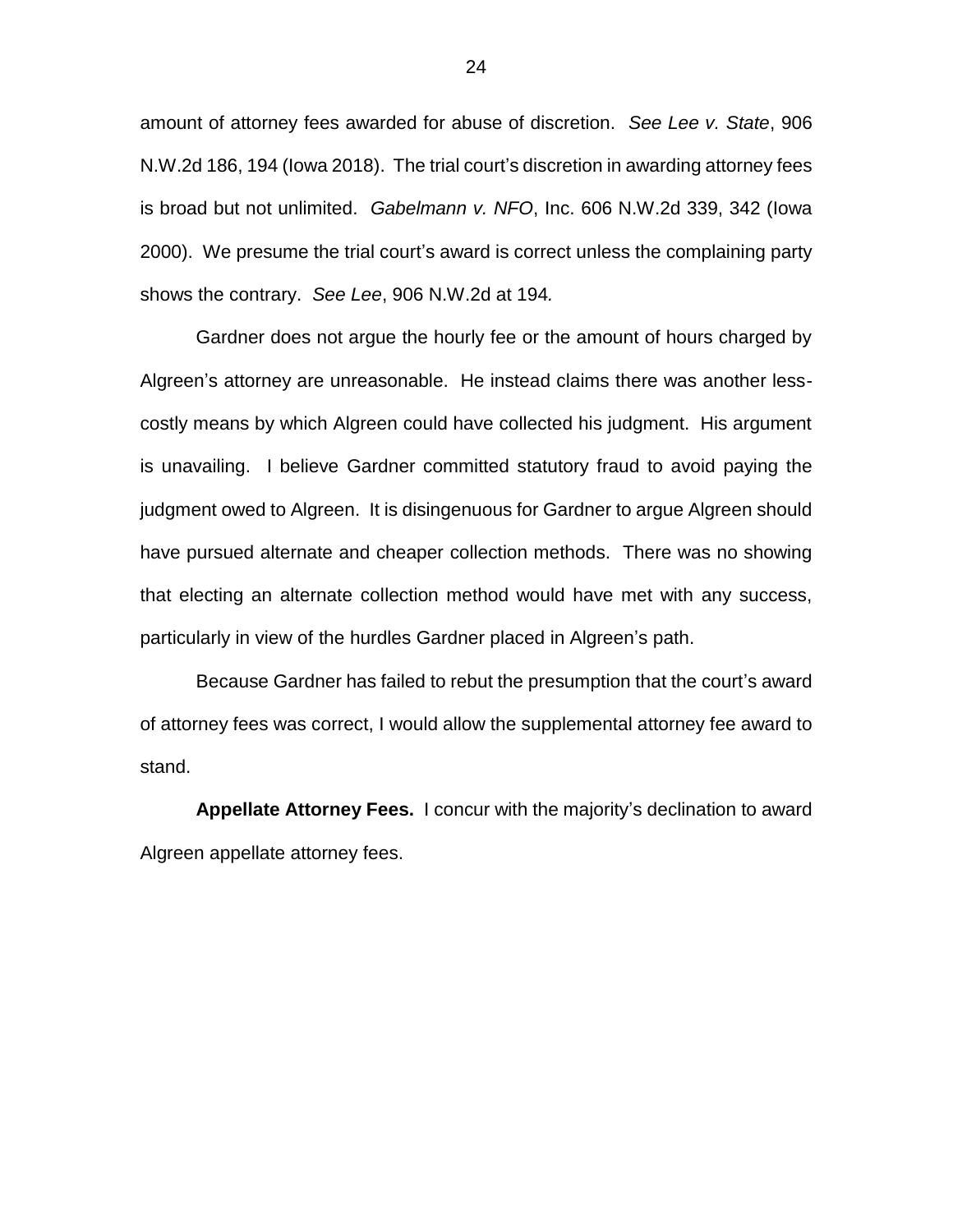amount of attorney fees awarded for abuse of discretion. *See Lee v. State*, 906 N.W.2d 186, 194 (Iowa 2018). The trial court's discretion in awarding attorney fees is broad but not unlimited. *Gabelmann v. NFO*, Inc. 606 N.W.2d 339, 342 (Iowa 2000). We presume the trial court's award is correct unless the complaining party shows the contrary. *See Lee*, 906 N.W.2d at 194*.*

Gardner does not argue the hourly fee or the amount of hours charged by Algreen's attorney are unreasonable. He instead claims there was another less-costly means by which Algreen could have collected his judgment. His argument is unavailing. I believe Gardner committed statutory fraud to avoid paying the judgment owed to Algreen. It is disingenuous for Gardner to argue Algreen should have pursued alternate and cheaper collection methods. There was no showing that electing an alternate collection method would have met with any success, particularly in view of the hurdles Gardner placed in Algreen's path.

Because Gardner has failed to rebut the presumption that the court's award of attorney fees was correct, I would allow the supplemental attorney fee award to stand.

**Appellate Attorney Fees.** I concur with the majority's declination to award Algreen appellate attorney fees.